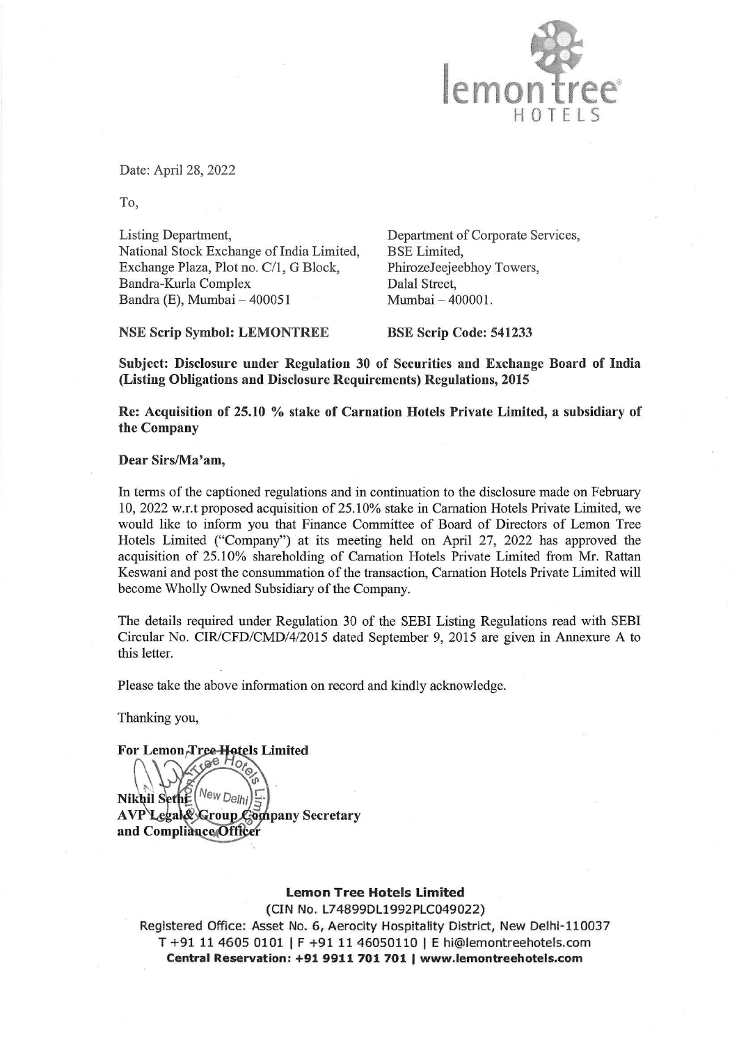Date: April 28, 2022

To,

Listing Department,
National Stock Exchange of India Limited,
Exchange Plaza, Plot no. C/1, G Block,
Bandra-Kurla Complex
Bandra (E), Mumbai – 400051

Department of Corporate Services,
BSE Limited,
PhirozeJeejeebhoy Towers,
Dalal Street,
Mumbai – 400001.

**NSE Scrip Symbol: LEMONTREE**

**BSE Scrip Code: 541233**

**Subject: Disclosure under Regulation 30 of Securities and Exchange Board of India (Listing Obligations and Disclosure Requirements) Regulations, 2015**

**Re: Acquisition of 25.10 % stake of Carnation Hotels Private Limited, a subsidiary of the Company**

**Dear Sirs/Ma'am,**

In terms of the captioned regulations and in continuation to the disclosure made on February 10, 2022 w.r.t proposed acquisition of 25.10% stake in Carnation Hotels Private Limited, we would like to inform you that Finance Committee of Board of Directors of Lemon Tree Hotels Limited ("Company") at its meeting held on April 27, 2022 has approved the acquisition of 25.10% shareholding of Carnation Hotels Private Limited from Mr. Rattan Keswani and post the consummation of the transaction, Carnation Hotels Private Limited will become Wholly Owned Subsidiary of the Company.

The details required under Regulation 30 of the SEBI Listing Regulations read with SEBI Circular No. CIR/CFD/CMD/4/2015 dated September 9, 2015 are given in Annexure A to this letter.

Please take the above information on record and kindly acknowledge.

Thanking you,

**For Lemon Tree Hotels Limited**

**Nikhil Sethi**
**AVP Legal & Group Company Secretary and Compliance Officer**

**Lemon Tree Hotels Limited**
(CIN No. L74899DL1992PLC049022)
Registered Office: Asset No. 6, Aerocity Hospitality District, New Delhi-110037
T +91 11 4605 0101 | F +91 11 46050110 | E hi@lemontreehotels.com
**Central Reservation: +91 9911 701 701 | www.lemontreehotels.com**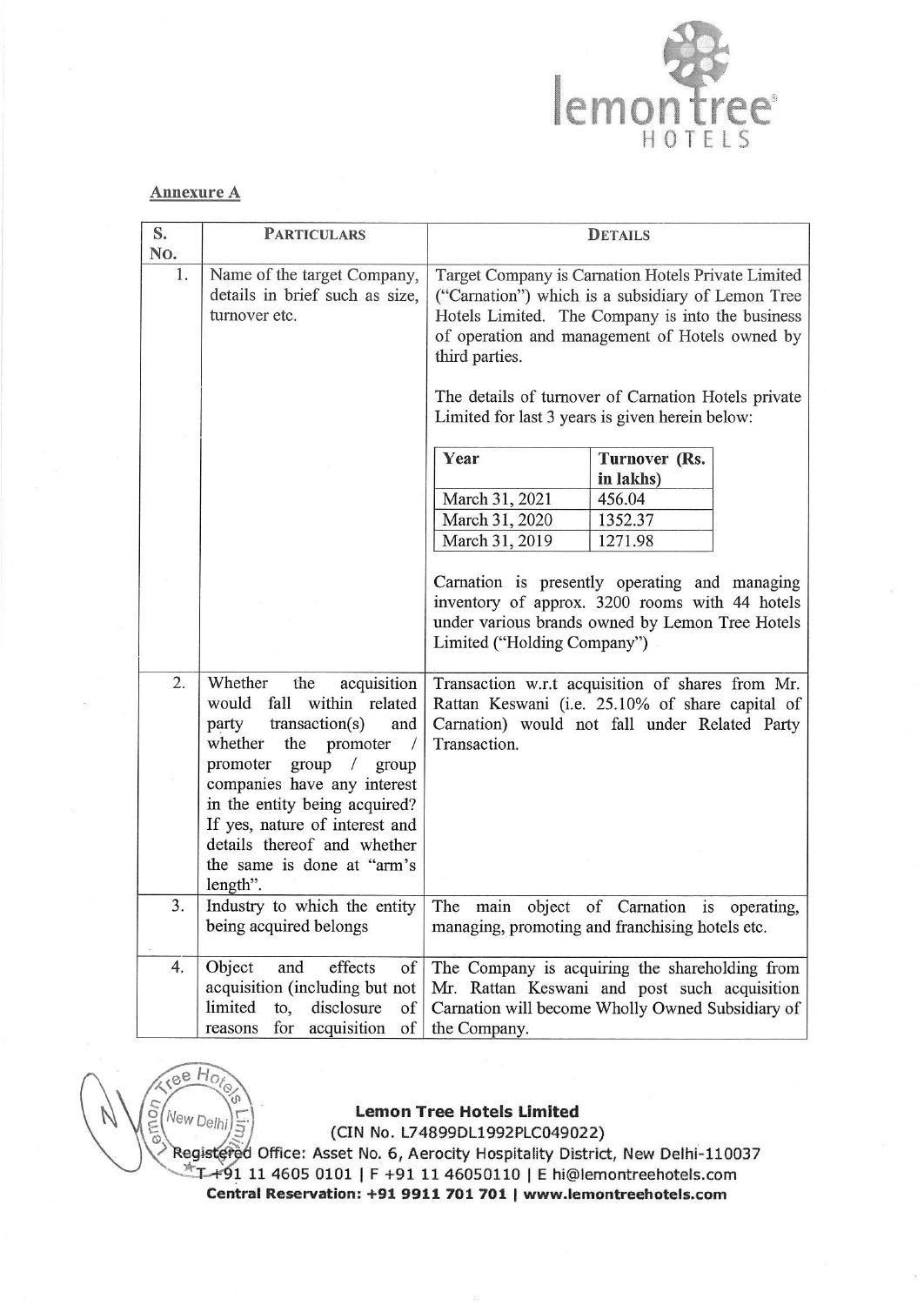## Annexure A

| S. No. | PARTICULARS | DETAILS |
|---|---|---|
| 1. | Name of the target Company, details in brief such as size, turnover etc. | Target Company is Carnation Hotels Private Limited ("Carnation") which is a subsidiary of Lemon Tree Hotels Limited. The Company is into the business of operation and management of Hotels owned by third parties.<br><br>The details of turnover of Carnation Hotels private Limited for last 3 years is given herein below:<br><br>**Year** — **Turnover (Rs. in lakhs)**<br>March 31, 2021 — 456.04<br>March 31, 2020 — 1352.37<br>March 31, 2019 — 1271.98<br><br>Carnation is presently operating and managing inventory of approx. 3200 rooms with 44 hotels under various brands owned by Lemon Tree Hotels Limited ("Holding Company") |
| 2. | Whether the acquisition would fall within related party transaction(s) and whether the promoter / promoter group / group companies have any interest in the entity being acquired? If yes, nature of interest and details thereof and whether the same is done at "arm's length". | Transaction w.r.t acquisition of shares from Mr. Rattan Keswani (i.e. 25.10% of share capital of Carnation) would not fall under Related Party Transaction. |
| 3. | Industry to which the entity being acquired belongs | The main object of Carnation is operating, managing, promoting and franchising hotels etc. |
| 4. | Object and effects of acquisition (including but not limited to, disclosure of reasons for acquisition of | The Company is acquiring the shareholding from Mr. Rattan Keswani and post such acquisition Carnation will become Wholly Owned Subsidiary of the Company. |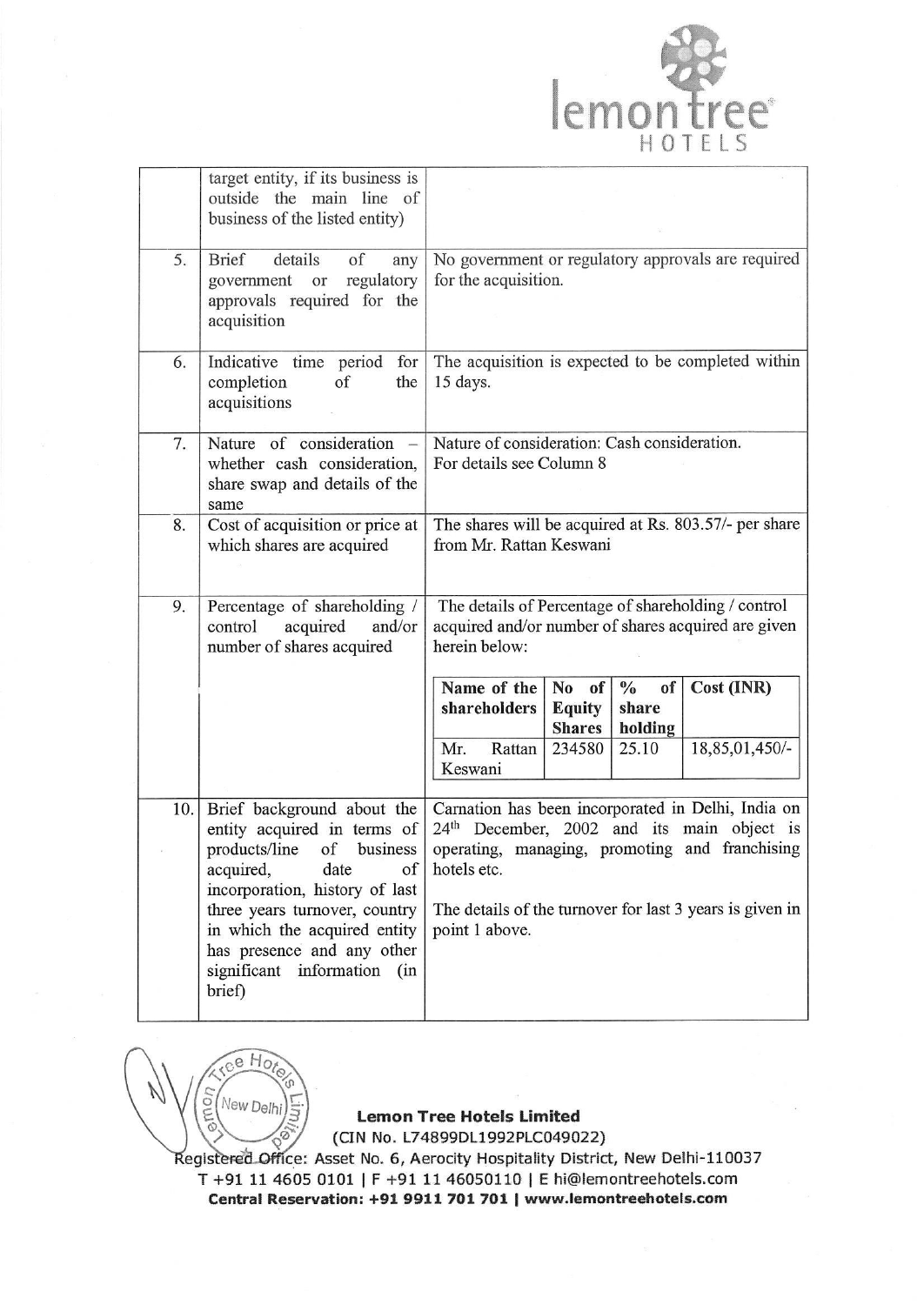| | | |
|---|---|---|
| | target entity, if its business is outside the main line of business of the listed entity) | |
| 5. | Brief details of any government or regulatory approvals required for the acquisition | No government or regulatory approvals are required for the acquisition. |
| 6. | Indicative time period for completion of the acquisitions | The acquisition is expected to be completed within 15 days. |
| 7. | Nature of consideration – whether cash consideration, share swap and details of the same | Nature of consideration: Cash consideration. For details see Column 8 |
| 8. | Cost of acquisition or price at which shares are acquired | The shares will be acquired at Rs. 803.57/- per share from Mr. Rattan Keswani |
| 9. | Percentage of shareholding / control acquired and/or number of shares acquired | The details of Percentage of shareholding / control acquired and/or number of shares acquired are given herein below: |
| 10. | Brief background about the entity acquired in terms of products/line of business acquired, date of incorporation, history of last three years turnover, country in which the acquired entity has presence and any other significant information (in brief) | Carnation has been incorporated in Delhi, India on 24th December, 2002 and its main object is operating, managing, promoting and franchising hotels etc.<br><br>The details of the turnover for last 3 years is given in point 1 above. |

| Name of the shareholders | No of Equity Shares | % of share holding | Cost (INR) |
|---|---|---|---|
| Mr. Rattan Keswani | 234580 | 25.10 | 18,85,01,450/- |

**Lemon Tree Hotels Limited**
(CIN No. L74899DL1992PLC049022)
Registered Office: Asset No. 6, Aerocity Hospitality District, New Delhi-110037
T +91 11 4605 0101 | F +91 11 46050110 | E hi@lemontreehotels.com
**Central Reservation: +91 9911 701 701 | www.lemontreehotels.com**